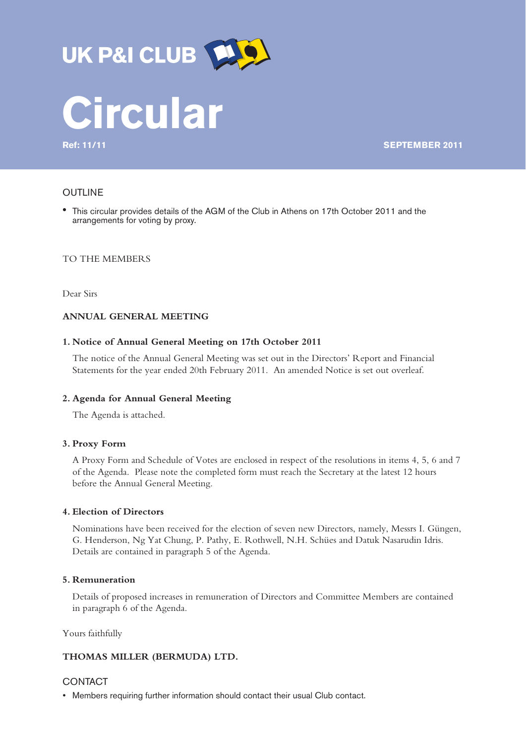UK P&I CLUB

# Circular

**Ref: 11/11** **SEPTEMBER 2011**

## OUTLINE

- This circular provides details of the AGM of the Club in Athens on 17th October 2011 and the arrangements for voting by proxy.

TO THE MEMBERS

Dear Sirs

**ANNUAL GENERAL MEETING**

**1. Notice of Annual General Meeting on 17th October 2011**

The notice of the Annual General Meeting was set out in the Directors' Report and Financial Statements for the year ended 20th February 2011. An amended Notice is set out overleaf.

**2. Agenda for Annual General Meeting**

The Agenda is attached.

**3. Proxy Form**

A Proxy Form and Schedule of Votes are enclosed in respect of the resolutions in items 4, 5, 6 and 7 of the Agenda. Please note the completed form must reach the Secretary at the latest 12 hours before the Annual General Meeting.

**4. Election of Directors**

Nominations have been received for the election of seven new Directors, namely, Messrs I. Güngen, G. Henderson, Ng Yat Chung, P. Pathy, E. Rothwell, N.H. Schües and Datuk Nasarudin Idris. Details are contained in paragraph 5 of the Agenda.

**5. Remuneration**

Details of proposed increases in remuneration of Directors and Committee Members are contained in paragraph 6 of the Agenda.

Yours faithfully

**THOMAS MILLER (BERMUDA) LTD.**

## CONTACT

- Members requiring further information should contact their usual Club contact.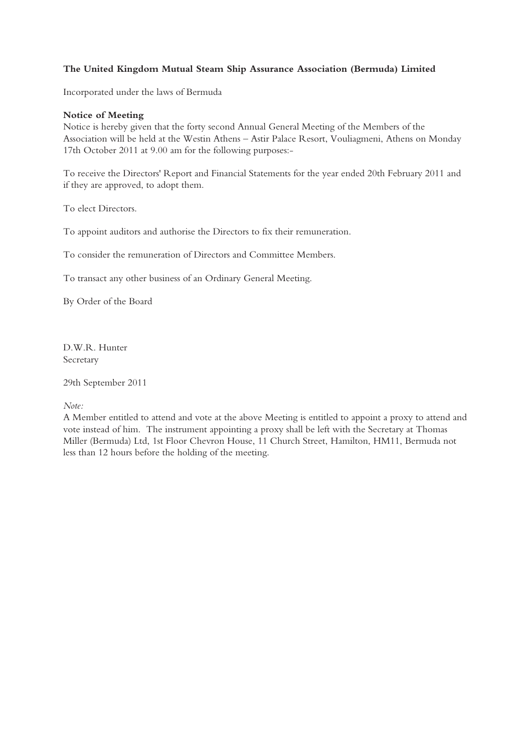**The United Kingdom Mutual Steam Ship Assurance Association (Bermuda) Limited**

Incorporated under the laws of Bermuda

**Notice of Meeting**

Notice is hereby given that the forty second Annual General Meeting of the Members of the Association will be held at the Westin Athens – Astir Palace Resort, Vouliagmeni, Athens on Monday 17th October 2011 at 9.00 am for the following purposes:-

To receive the Directors' Report and Financial Statements for the year ended 20th February 2011 and if they are approved, to adopt them.

To elect Directors.

To appoint auditors and authorise the Directors to fix their remuneration.

To consider the remuneration of Directors and Committee Members.

To transact any other business of an Ordinary General Meeting.

By Order of the Board

D.W.R. Hunter
Secretary

29th September 2011

*Note:*

A Member entitled to attend and vote at the above Meeting is entitled to appoint a proxy to attend and vote instead of him. The instrument appointing a proxy shall be left with the Secretary at Thomas Miller (Bermuda) Ltd, 1st Floor Chevron House, 11 Church Street, Hamilton, HM11, Bermuda not less than 12 hours before the holding of the meeting.